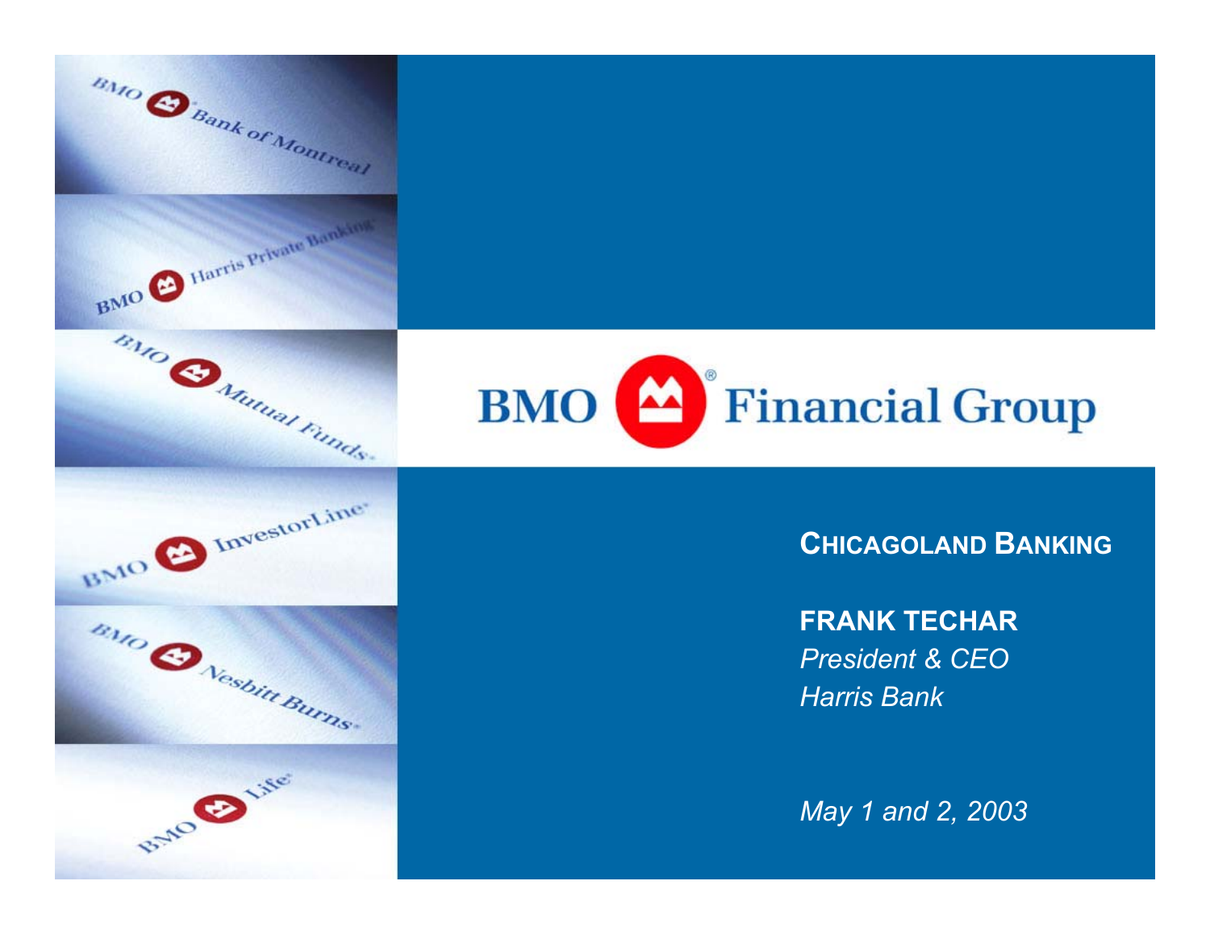# BMO Financial Group

## CHICAGOLAND BANKING

**FRANK TECHAR**
*President & CEO*
*Harris Bank*

*May 1 and 2, 2003*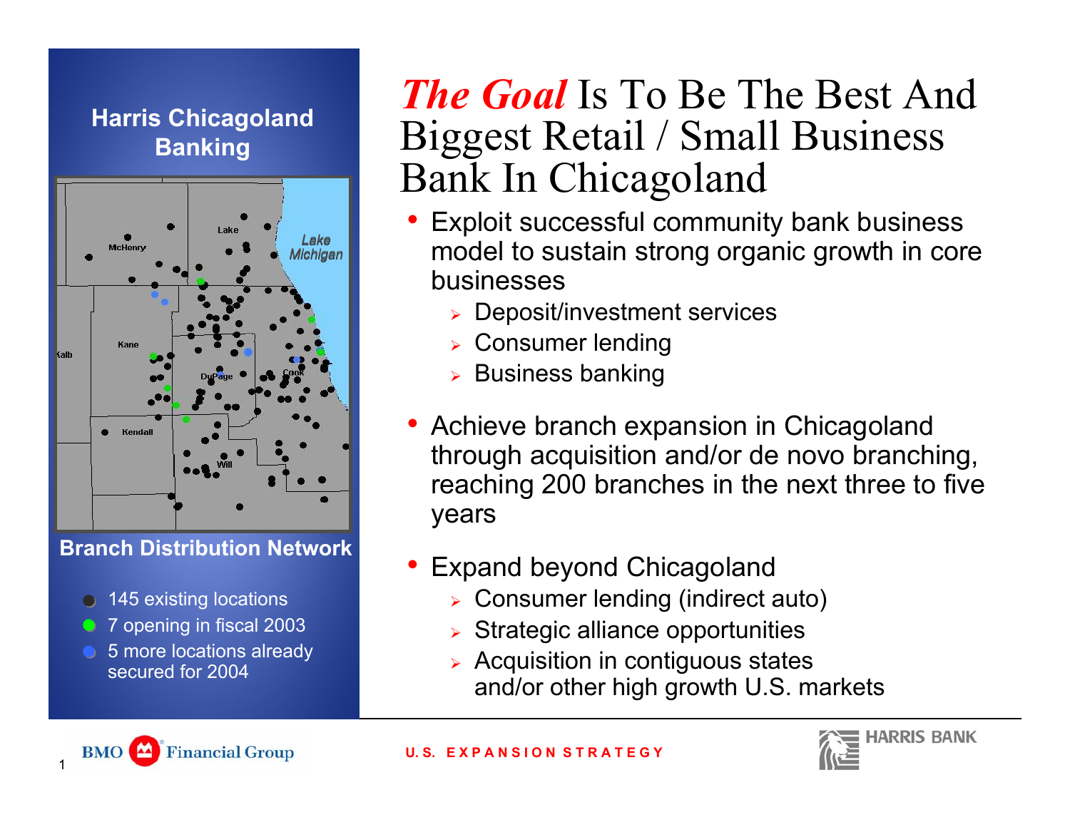## Harris Chicagoland Banking

McHenry
Lake
Lake Michigan
Kane
Kalb
DuPage
Cook
Kendall
Will

**Branch Distribution Network**

- 145 existing locations
- 7 opening in fiscal 2003
- 5 more locations already secured for 2004

# *The Goal* Is To Be The Best And Biggest Retail / Small Business Bank In Chicagoland

- Exploit successful community bank business model to sustain strong organic growth in core businesses
  - Deposit/investment services
  - Consumer lending
  - Business banking
- Achieve branch expansion in Chicagoland through acquisition and/or de novo branching, reaching 200 branches in the next three to five years
- Expand beyond Chicagoland
  - Consumer lending (indirect auto)
  - Strategic alliance opportunities
  - Acquisition in contiguous states and/or other high growth U.S. markets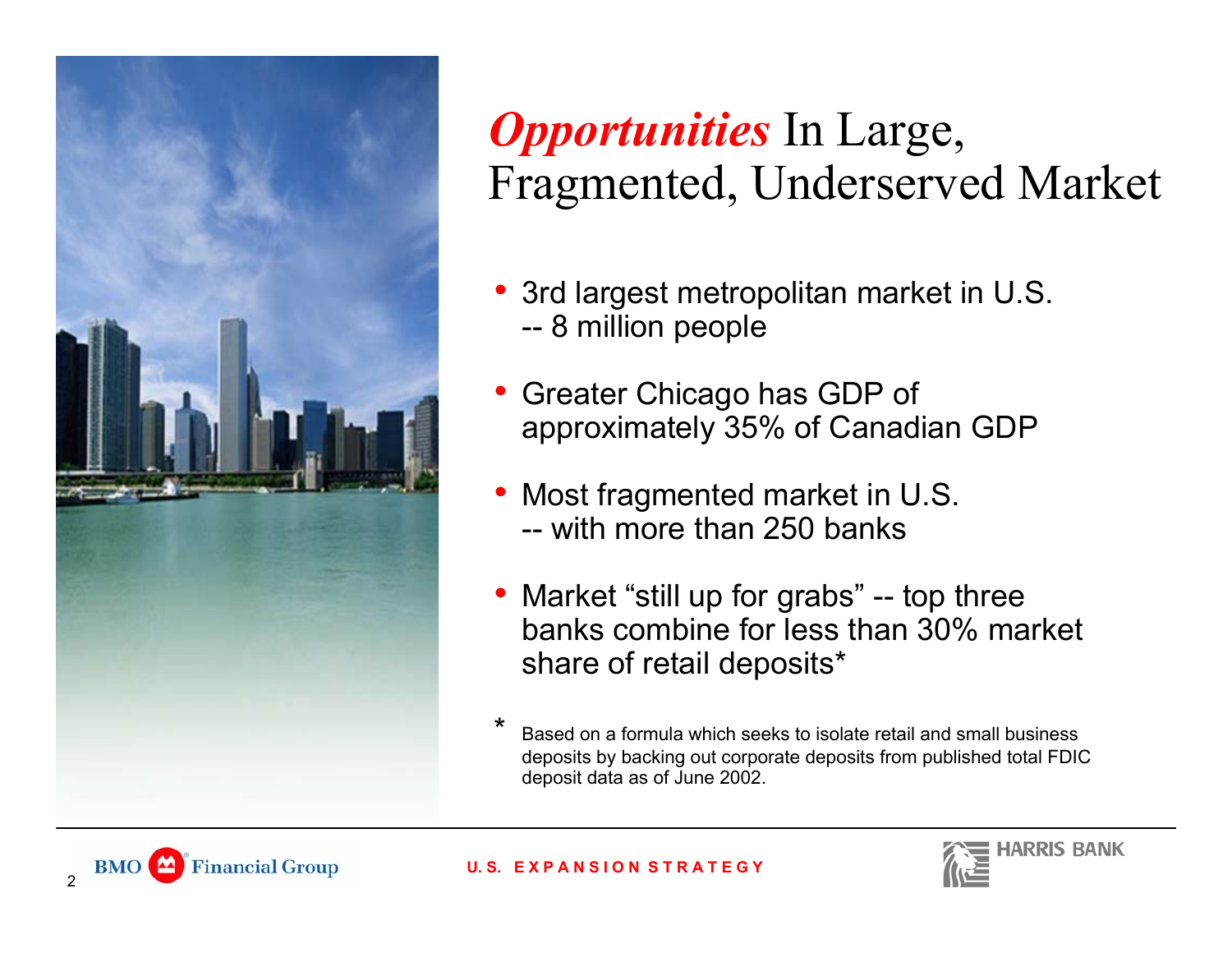# *Opportunities* In Large, Fragmented, Underserved Market

- 3rd largest metropolitan market in U.S. -- 8 million people
- Greater Chicago has GDP of approximately 35% of Canadian GDP
- Most fragmented market in U.S. -- with more than 250 banks
- Market "still up for grabs" -- top three banks combine for less than 30% market share of retail deposits*

\* Based on a formula which seeks to isolate retail and small business deposits by backing out corporate deposits from published total FDIC deposit data as of June 2002.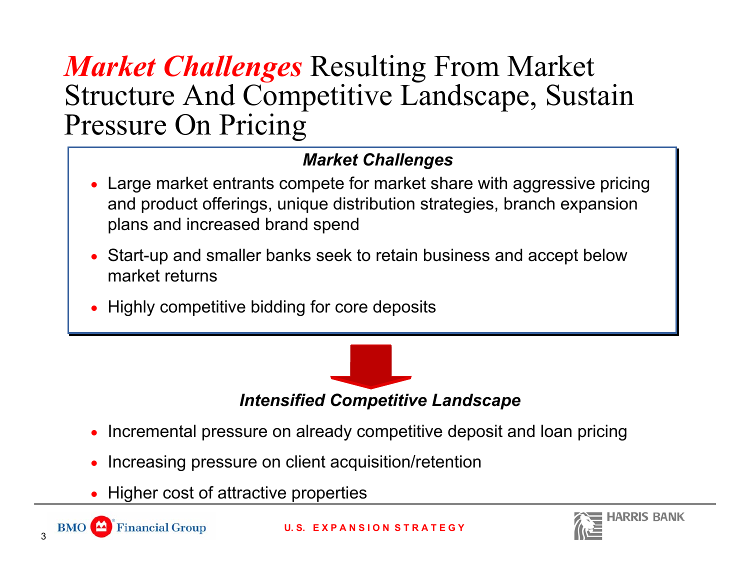# *Market Challenges* Resulting From Market Structure And Competitive Landscape, Sustain Pressure On Pricing

### *Market Challenges*

- Large market entrants compete for market share with aggressive pricing and product offerings, unique distribution strategies, branch expansion plans and increased brand spend
- Start-up and smaller banks seek to retain business and accept below market returns
- Highly competitive bidding for core deposits

### *Intensified Competitive Landscape*

- Incremental pressure on already competitive deposit and loan pricing
- Increasing pressure on client acquisition/retention
- Higher cost of attractive properties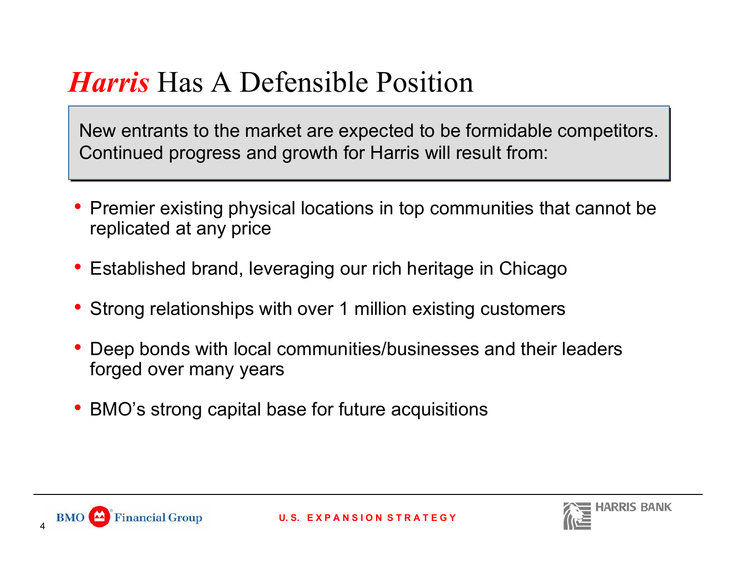# *Harris* Has A Defensible Position

New entrants to the market are expected to be formidable competitors. Continued progress and growth for Harris will result from:

- Premier existing physical locations in top communities that cannot be replicated at any price
- Established brand, leveraging our rich heritage in Chicago
- Strong relationships with over 1 million existing customers
- Deep bonds with local communities/businesses and their leaders forged over many years
- BMO's strong capital base for future acquisitions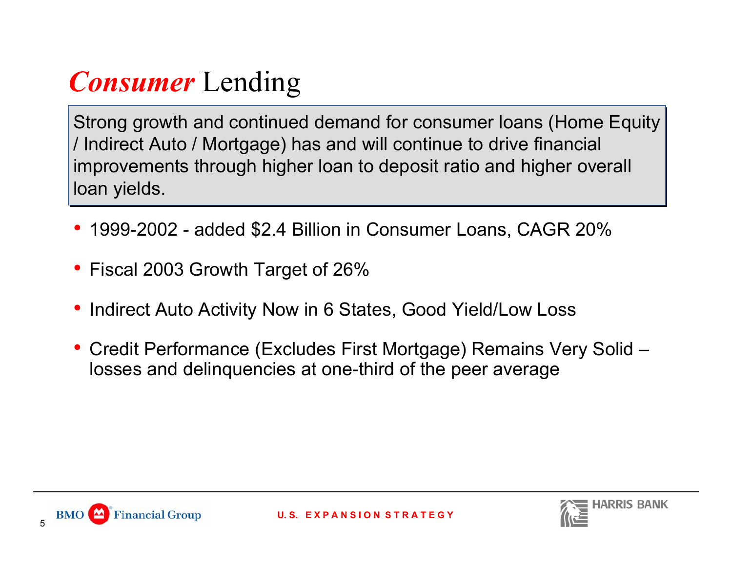# *Consumer* Lending

Strong growth and continued demand for consumer loans (Home Equity / Indirect Auto / Mortgage) has and will continue to drive financial improvements through higher loan to deposit ratio and higher overall loan yields.

- 1999-2002 - added $2.4 Billion in Consumer Loans, CAGR 20%
- Fiscal 2003 Growth Target of 26%
- Indirect Auto Activity Now in 6 States, Good Yield/Low Loss
- Credit Performance (Excludes First Mortgage) Remains Very Solid – losses and delinquencies at one-third of the peer average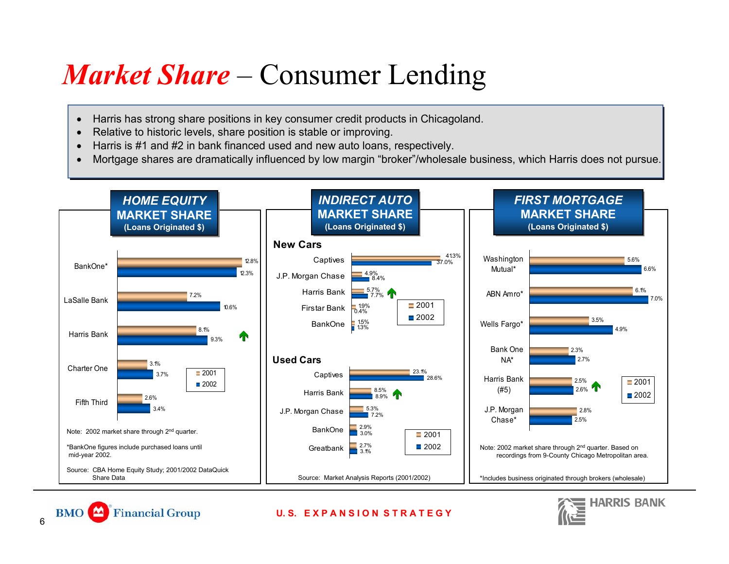# *Market Share* – Consumer Lending

- Harris has strong share positions in key consumer credit products in Chicagoland.
- Relative to historic levels, share position is stable or improving.
- Harris is #1 and #2 in bank financed used and new auto loans, respectively.
- Mortgage shares are dramatically influenced by low margin "broker"/wholesale business, which Harris does not pursue.

## HOME EQUITY MARKET SHARE (Loans Originated $)

| | 2001 | 2002 |
|---|---|---|
| BankOne* | 12.8% | 12.3% |
| LaSalle Bank | 7.2% | 10.6% |
| Harris Bank | 8.1% | 9.3% |
| Charter One | 3.1% | 3.7% |
| Fifth Third | 2.6% | 3.4% |

Note: 2002 market share through 2nd quarter.

*BankOne figures include purchased loans until mid-year 2002.

Source: CBA Home Equity Study; 2001/2002 DataQuick Share Data

## INDIRECT AUTO MARKET SHARE (Loans Originated $)

### New Cars

| | 2001 | 2002 |
|---|---|---|
| Captives | 41.3% | 37.0% |
| J.P. Morgan Chase | 4.9% | 8.4% |
| Harris Bank | 5.7% | 7.7% |
| Firstar Bank | 1.9% | 0.4% |
| BankOne | 1.5% | 1.3% |

### Used Cars

| | 2001 | 2002 |
|---|---|---|
| Captives | 23.1% | 28.6% |
| Harris Bank | 8.5% | 8.9% |
| J.P. Morgan Chase | 5.3% | 7.2% |
| BankOne | 2.9% | 3.0% |
| Greatbank | 2.7% | 3.1% |

Source: Market Analysis Reports (2001/2002)

## FIRST MORTGAGE MARKET SHARE (Loans Originated $)

| | 2001 | 2002 |
|---|---|---|
| Washington Mutual* | 5.6% | 6.6% |
| ABN Amro* | 6.1% | 7.0% |
| Wells Fargo* | 3.5% | 4.9% |
| Bank One NA* | 2.3% | 2.7% |
| Harris Bank (#5) | 2.5% | 2.6% |
| J.P. Morgan Chase* | 2.8% | 2.5% |

Note: 2002 market share through 2nd quarter. Based on recordings from 9-County Chicago Metropolitan area.

*Includes business originated through brokers (wholesale)

U.S. EXPANSION STRATEGY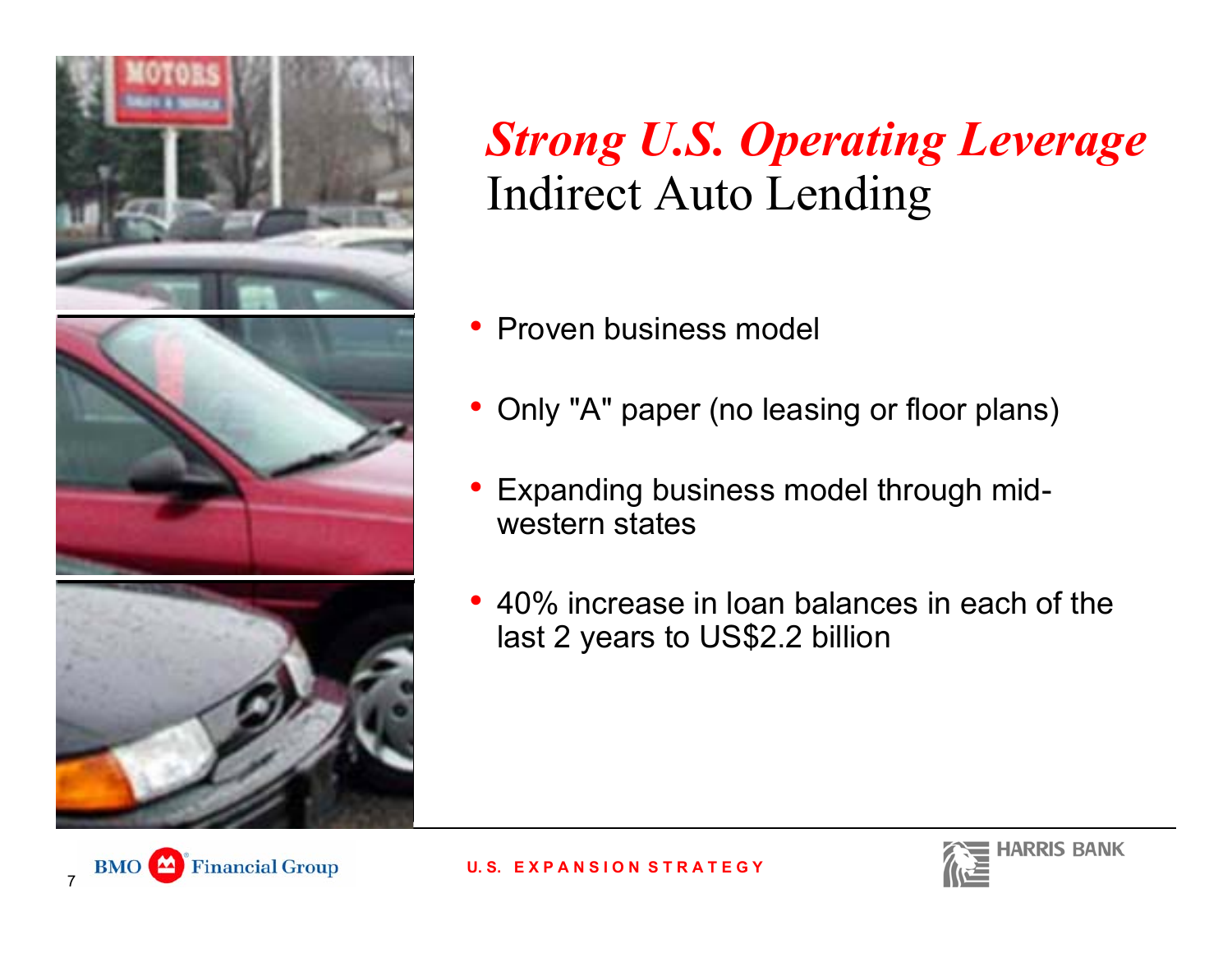# *Strong U.S. Operating Leverage*

## Indirect Auto Lending

- Proven business model
- Only "A" paper (no leasing or floor plans)
- Expanding business model through mid-western states
- 40% increase in loan balances in each of the last 2 years to US$2.2 billion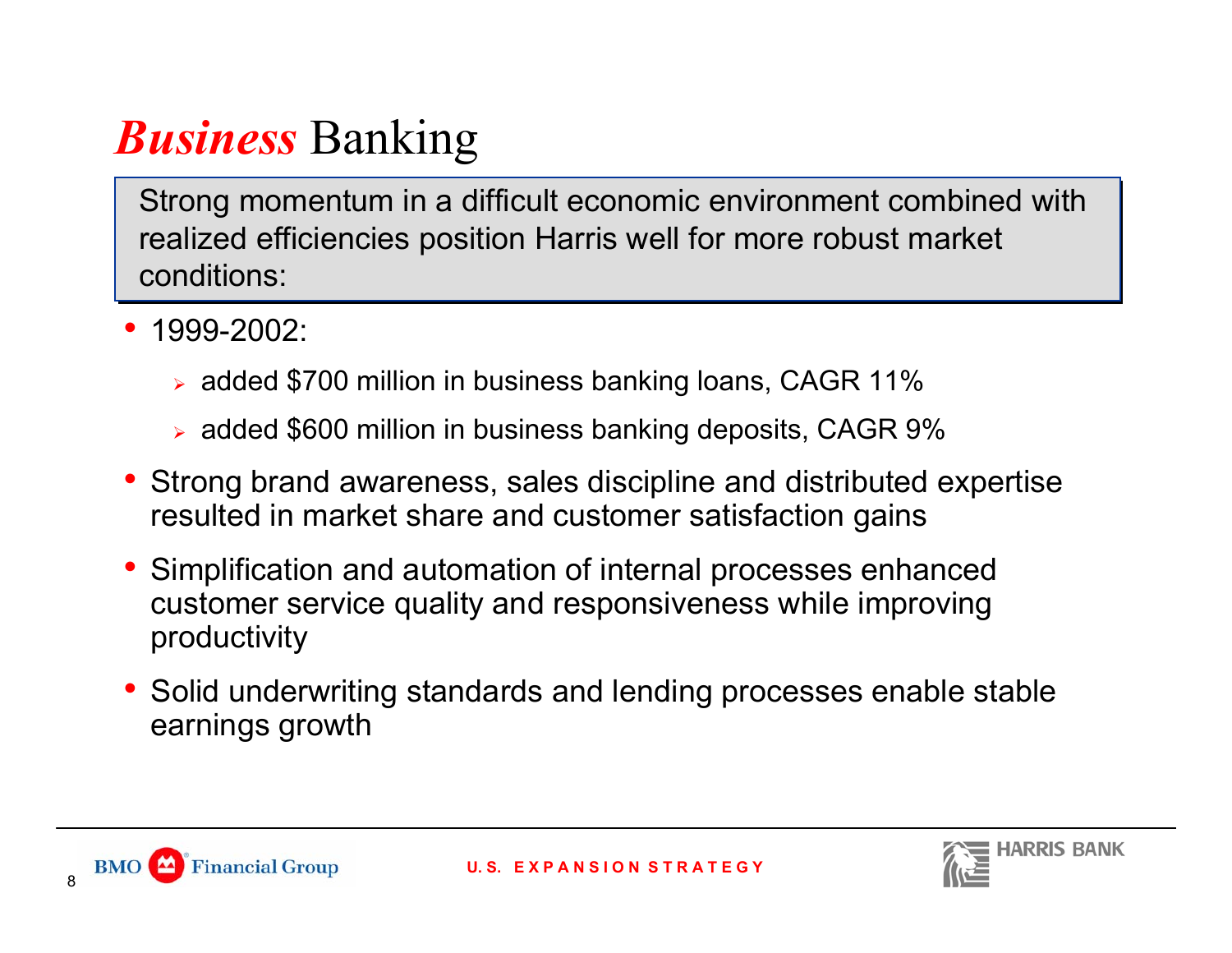# *Business* Banking

Strong momentum in a difficult economic environment combined with realized efficiencies position Harris well for more robust market conditions:

- 1999-2002:
  - added $700 million in business banking loans, CAGR 11%
  - added $600 million in business banking deposits, CAGR 9%
- Strong brand awareness, sales discipline and distributed expertise resulted in market share and customer satisfaction gains
- Simplification and automation of internal processes enhanced customer service quality and responsiveness while improving productivity
- Solid underwriting standards and lending processes enable stable earnings growth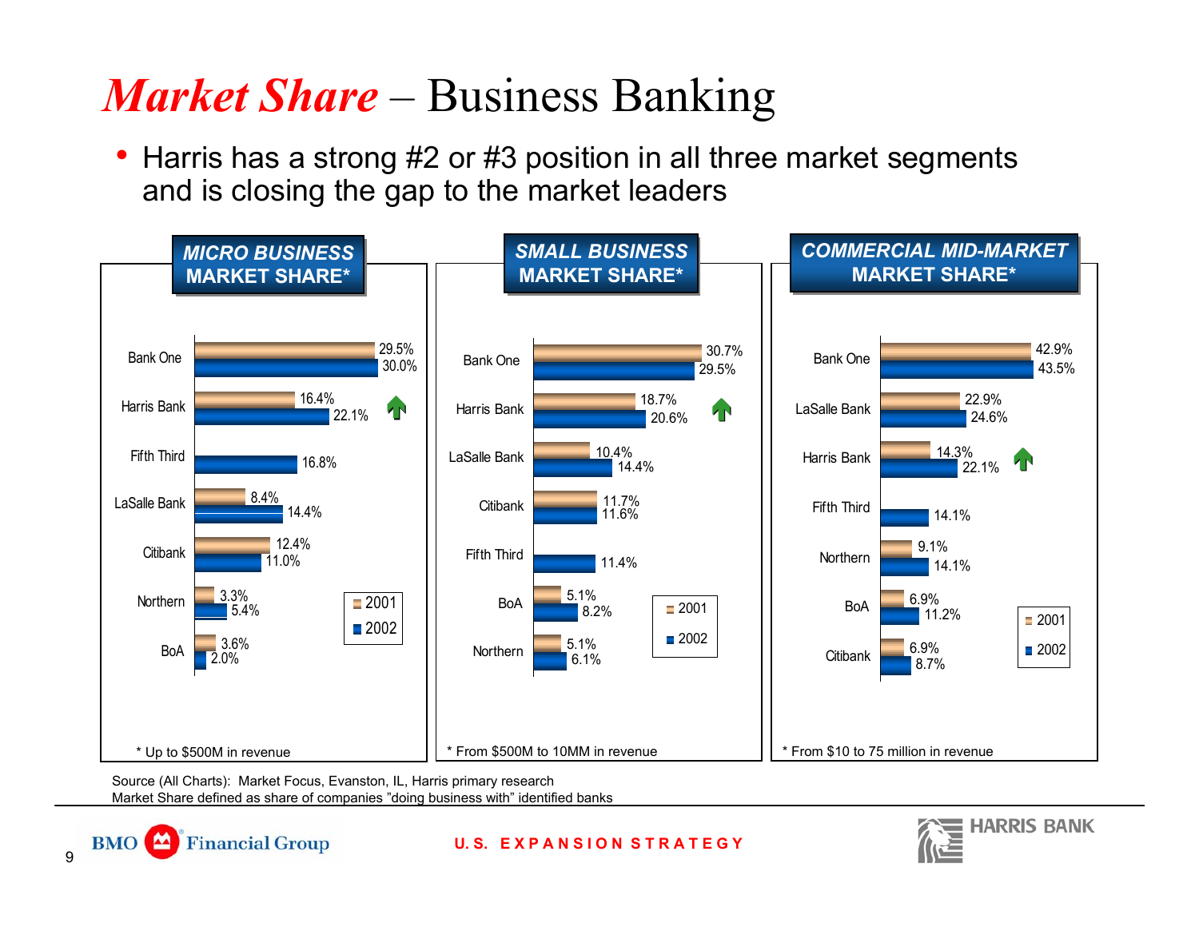# *Market Share* – Business Banking

- Harris has a strong #2 or #3 position in all three market segments and is closing the gap to the market leaders

### MICRO BUSINESS MARKET SHARE*

| Bank | 2001 | 2002 |
|---|---|---|
| Bank One | 29.5% | 30.0% |
| Harris Bank | 16.4% | 22.1% |
| Fifth Third | | 16.8% |
| LaSalle Bank | 8.4% | 14.4% |
| Citibank | 12.4% | 11.0% |
| Northern | 3.3% | 5.4% |
| BoA | 3.6% | 2.0% |

\* Up to $500M in revenue

### SMALL BUSINESS MARKET SHARE*

| Bank | 2001 | 2002 |
|---|---|---|
| Bank One | 30.7% | 29.5% |
| Harris Bank | 18.7% | 20.6% |
| LaSalle Bank | 10.4% | 14.4% |
| Citibank | 11.7% | 11.6% |
| Fifth Third | | 11.4% |
| BoA | 5.1% | 8.2% |
| Northern | 5.1% | 6.1% |

\* From $500M to 10MM in revenue

### COMMERCIAL MID-MARKET MARKET SHARE*

| Bank | 2001 | 2002 |
|---|---|---|
| Bank One | 42.9% | 43.5% |
| LaSalle Bank | 22.9% | 24.6% |
| Harris Bank | 14.3% | 22.1% |
| Fifth Third | | 14.1% |
| Northern | 9.1% | 14.1% |
| BoA | 6.9% | 11.2% |
| Citibank | 6.9% | 8.7% |

\* From $10 to 75 million in revenue

Source (All Charts): Market Focus, Evanston, IL, Harris primary research
Market Share defined as share of companies "doing business with" identified banks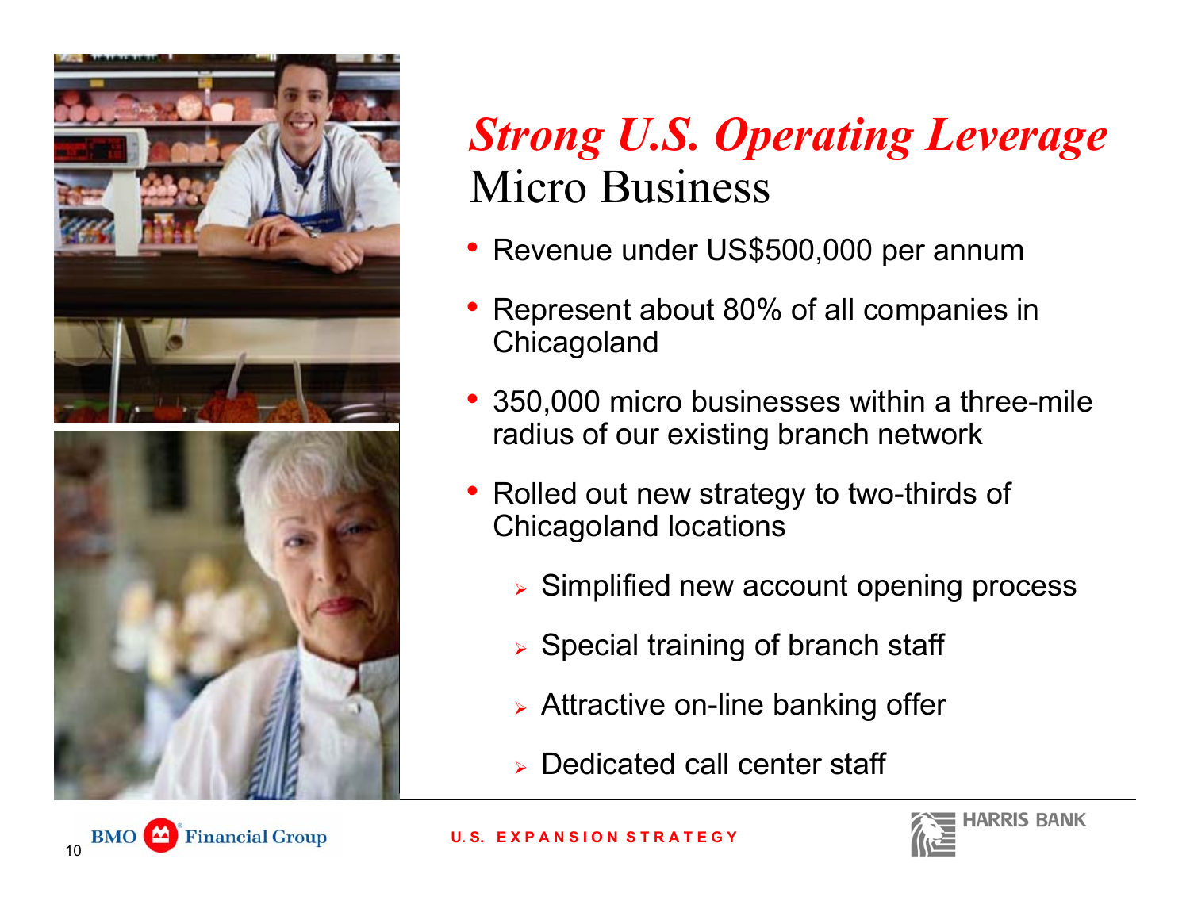# *Strong U.S. Operating Leverage*

## Micro Business

- Revenue under US$500,000 per annum
- Represent about 80% of all companies in Chicagoland
- 350,000 micro businesses within a three-mile radius of our existing branch network
- Rolled out new strategy to two-thirds of Chicagoland locations
  - Simplified new account opening process
  - Special training of branch staff
  - Attractive on-line banking offer
  - Dedicated call center staff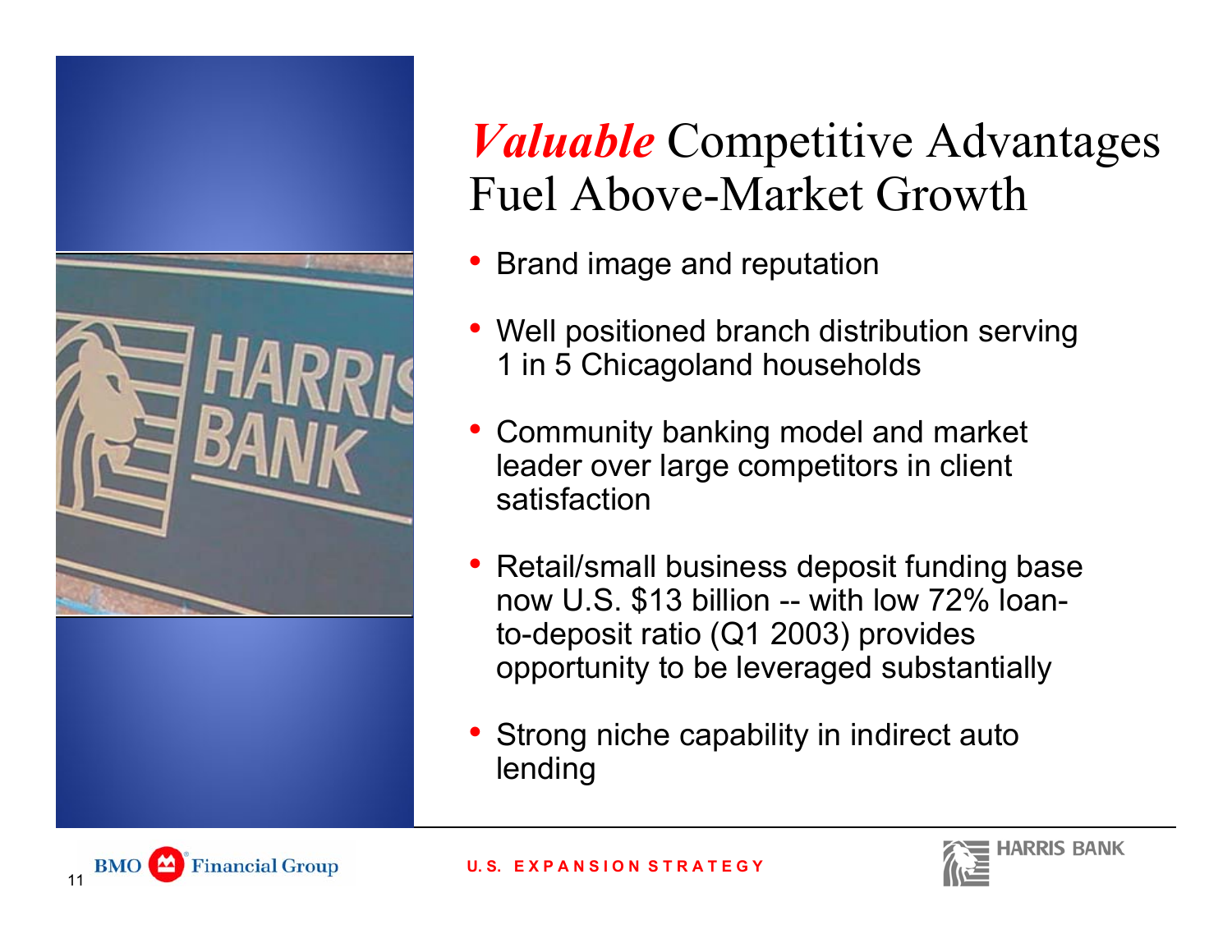# *Valuable* Competitive Advantages Fuel Above-Market Growth

- Brand image and reputation
- Well positioned branch distribution serving 1 in 5 Chicagoland households
- Community banking model and market leader over large competitors in client satisfaction
- Retail/small business deposit funding base now U.S. $13 billion -- with low 72% loan-to-deposit ratio (Q1 2003) provides opportunity to be leveraged substantially
- Strong niche capability in indirect auto lending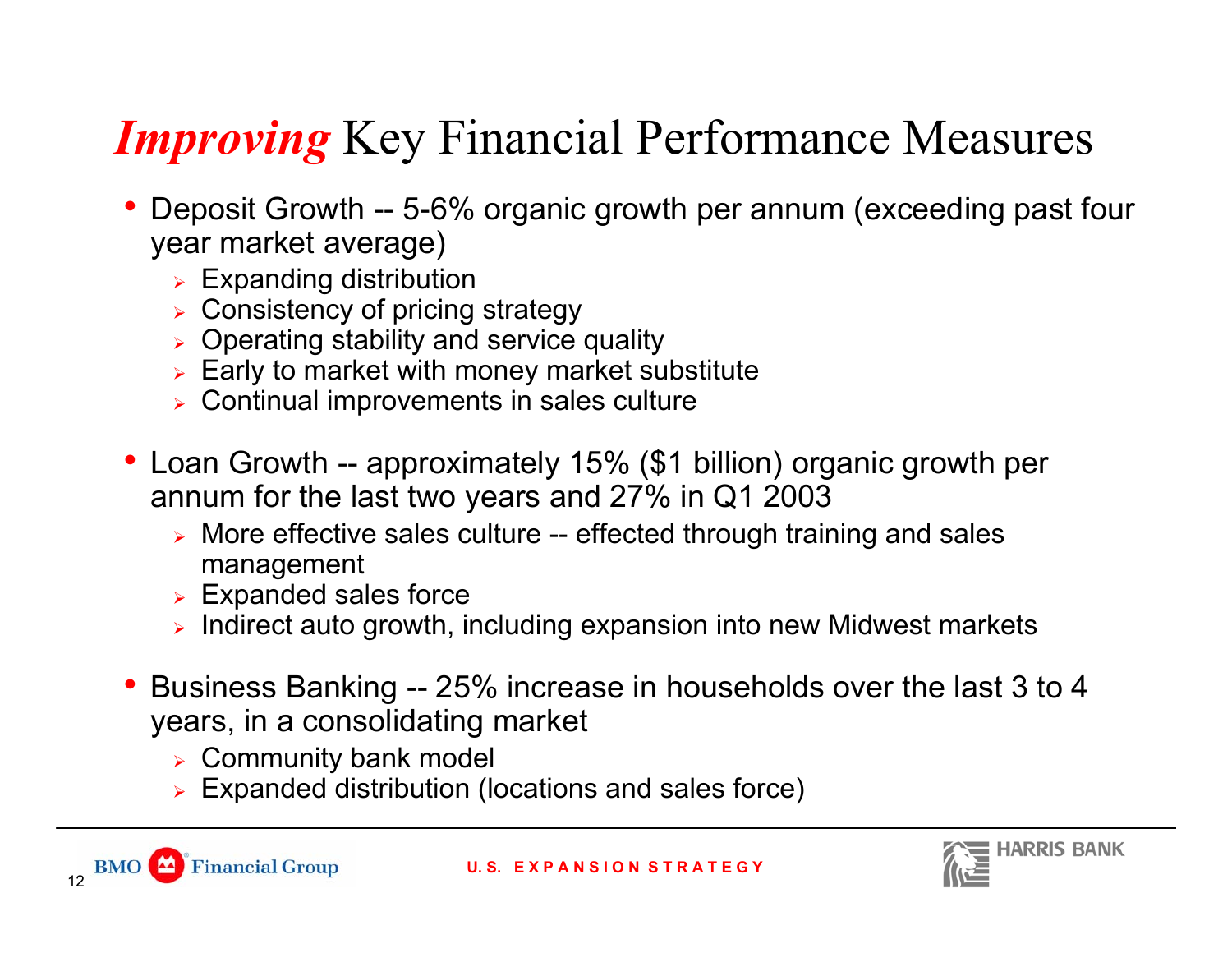# *Improving* Key Financial Performance Measures

- Deposit Growth -- 5-6% organic growth per annum (exceeding past four year market average)
  - Expanding distribution
  - Consistency of pricing strategy
  - Operating stability and service quality
  - Early to market with money market substitute
  - Continual improvements in sales culture

- Loan Growth -- approximately 15% ($1 billion) organic growth per annum for the last two years and 27% in Q1 2003
  - More effective sales culture -- effected through training and sales management
  - Expanded sales force
  - Indirect auto growth, including expansion into new Midwest markets

- Business Banking -- 25% increase in households over the last 3 to 4 years, in a consolidating market
  - Community bank model
  - Expanded distribution (locations and sales force)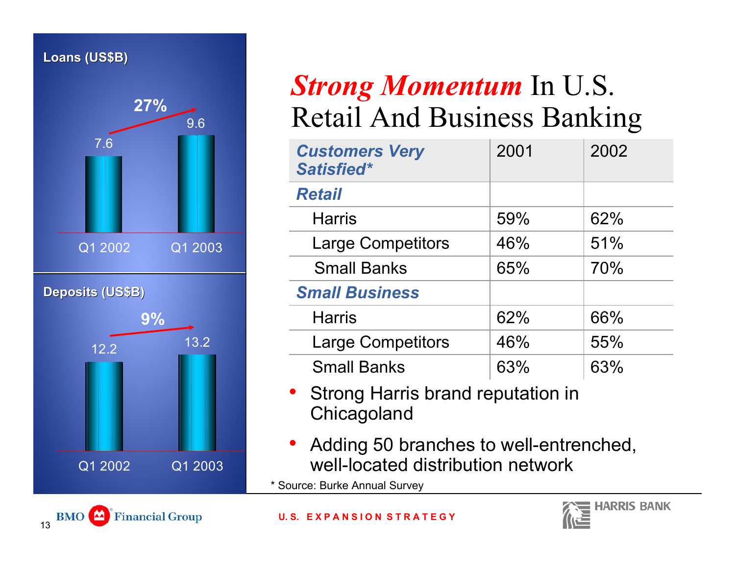# *Strong Momentum* In U.S. Retail And Business Banking

**Loans (US$B)**

| | Q1 2002 | Q1 2003 |
|---|---|---|
| Loans | 7.6 | 9.6 |

27%

**Deposits (US$B)**

| | Q1 2002 | Q1 2003 |
|---|---|---|
| Deposits | 12.2 | 13.2 |

9%

| *Customers Very Satisfied** | 2001 | 2002 |
|---|---|---|
| ***Retail*** | | |
| Harris | 59% | 62% |
| Large Competitors | 46% | 51% |
| Small Banks | 65% | 70% |
| ***Small Business*** | | |
| Harris | 62% | 66% |
| Large Competitors | 46% | 55% |
| Small Banks | 63% | 63% |

- Strong Harris brand reputation in Chicagoland
- Adding 50 branches to well-entrenched, well-located distribution network

\* Source: Burke Annual Survey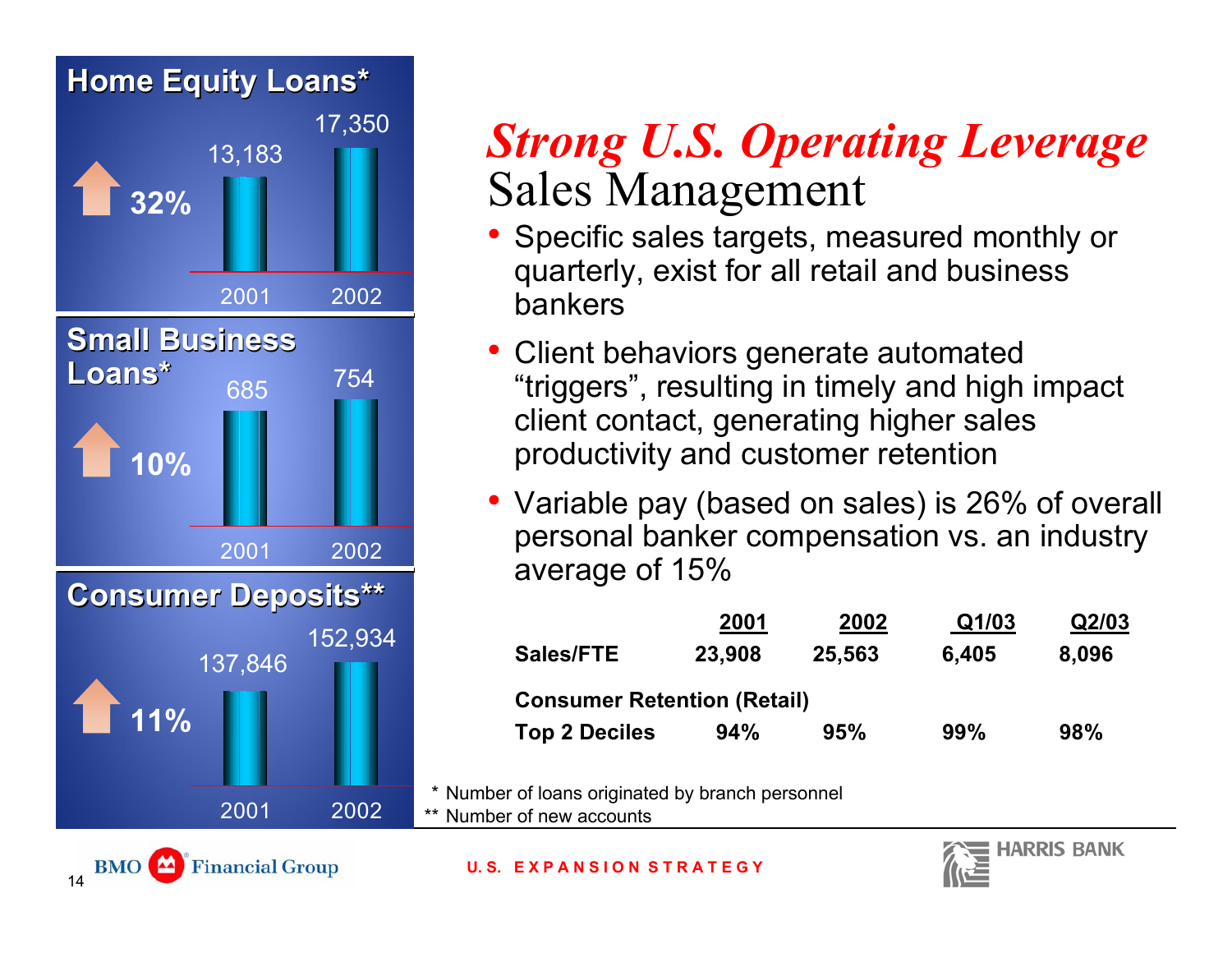## Home Equity Loans*

| | 2001 | 2002 |
|---|---|---|
| Home Equity Loans* (↑ 32%) | 13,183 | 17,350 |

## Small Business Loans*

| | 2001 | 2002 |
|---|---|---|
| Small Business Loans* (↑ 10%) | 685 | 754 |

## Consumer Deposits**

| | 2001 | 2002 |
|---|---|---|
| Consumer Deposits** (↑ 11%) | 137,846 | 152,934 |

# *Strong U.S. Operating Leverage*

## Sales Management

- Specific sales targets, measured monthly or quarterly, exist for all retail and business bankers
- Client behaviors generate automated "triggers", resulting in timely and high impact client contact, generating higher sales productivity and customer retention
- Variable pay (based on sales) is 26% of overall personal banker compensation vs. an industry average of 15%

| | 2001 | 2002 | Q1/03 | Q2/03 |
|---|---|---|---|---|
| **Sales/FTE** | **23,908** | **25,563** | **6,405** | **8,096** |
| **Consumer Retention (Retail)** | | | | |
| **Top 2 Deciles** | **94%** | **95%** | **99%** | **98%** |

\* Number of loans originated by branch personnel
** Number of new accounts

U.S. EXPANSION STRATEGY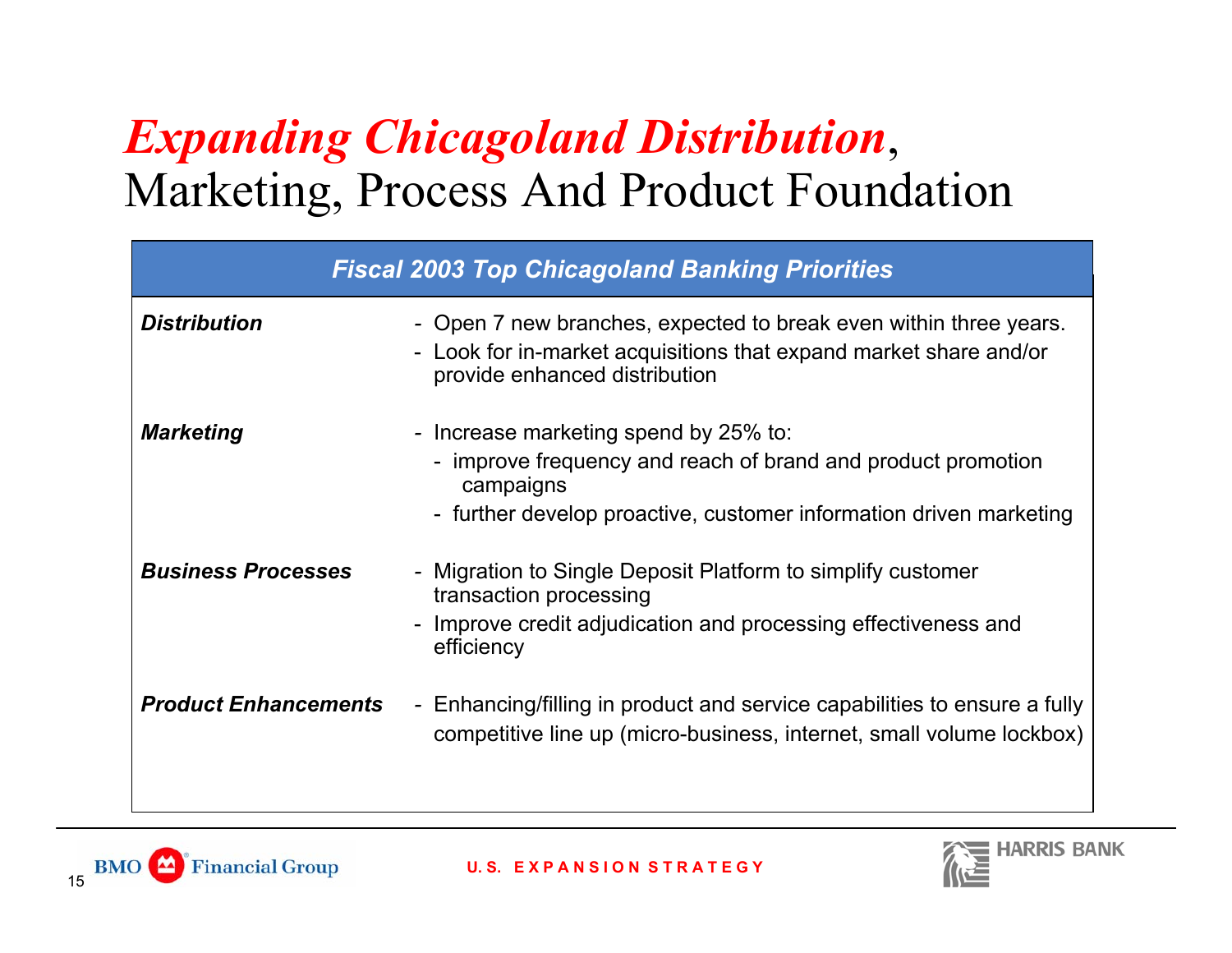# *Expanding Chicagoland Distribution*, Marketing, Process And Product Foundation

| *Fiscal 2003 Top Chicagoland Banking Priorities* | |
|---|---|
| ***Distribution*** | - Open 7 new branches, expected to break even within three years.<br>- Look for in-market acquisitions that expand market share and/or provide enhanced distribution |
| ***Marketing*** | - Increase marketing spend by 25% to:<br>  - improve frequency and reach of brand and product promotion campaigns<br>  - further develop proactive, customer information driven marketing |
| ***Business Processes*** | - Migration to Single Deposit Platform to simplify customer transaction processing<br>- Improve credit adjudication and processing effectiveness and efficiency |
| ***Product Enhancements*** | - Enhancing/filling in product and service capabilities to ensure a fully competitive line up (micro-business, internet, small volume lockbox) |

BMO Financial Group U.S. EXPANSION STRATEGY HARRIS BANK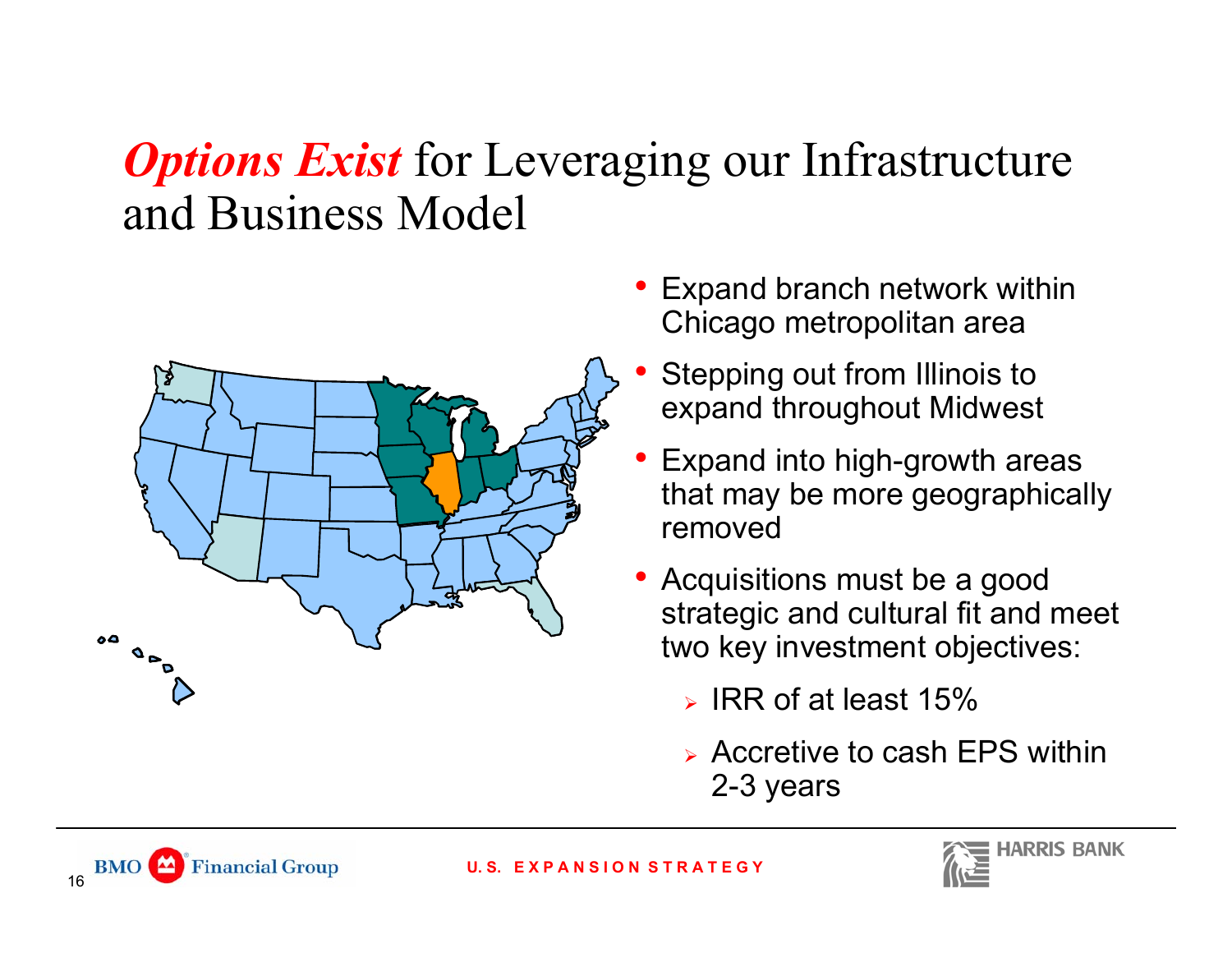# *Options Exist* for Leveraging our Infrastructure and Business Model

- Expand branch network within Chicago metropolitan area
- Stepping out from Illinois to expand throughout Midwest
- Expand into high-growth areas that may be more geographically removed
- Acquisitions must be a good strategic and cultural fit and meet two key investment objectives:
  - IRR of at least 15%
  - Accretive to cash EPS within 2-3 years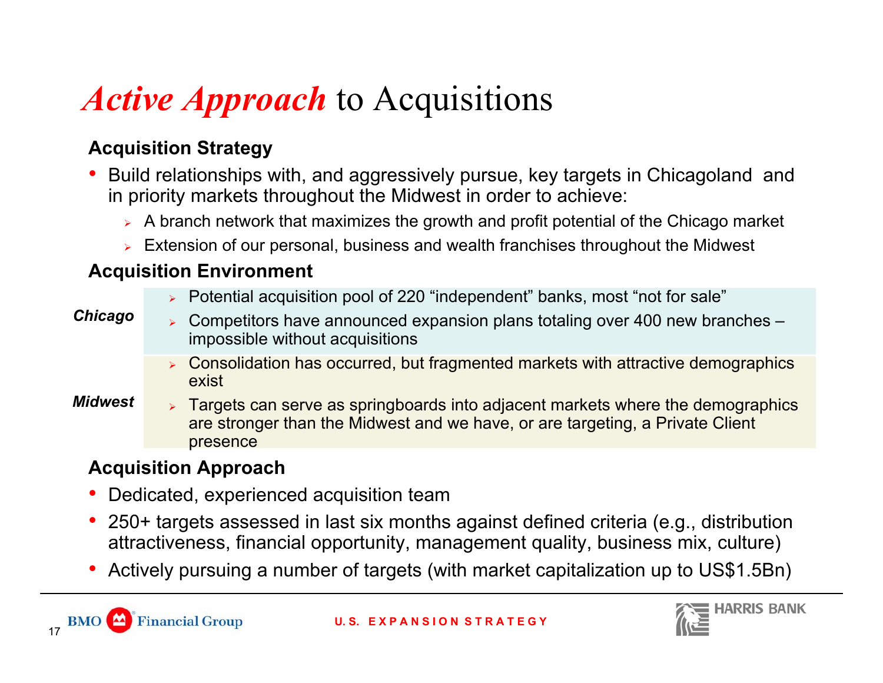# *Active Approach* to Acquisitions

### Acquisition Strategy

- Build relationships with, and aggressively pursue, key targets in Chicagoland and in priority markets throughout the Midwest in order to achieve:
  - A branch network that maximizes the growth and profit potential of the Chicago market
  - Extension of our personal, business and wealth franchises throughout the Midwest

### Acquisition Environment

***Chicago***

- Potential acquisition pool of 220 "independent" banks, most "not for sale"
- Competitors have announced expansion plans totaling over 400 new branches – impossible without acquisitions

***Midwest***

- Consolidation has occurred, but fragmented markets with attractive demographics exist
- Targets can serve as springboards into adjacent markets where the demographics are stronger than the Midwest and we have, or are targeting, a Private Client presence

### Acquisition Approach

- Dedicated, experienced acquisition team
- 250+ targets assessed in last six months against defined criteria (e.g., distribution attractiveness, financial opportunity, management quality, business mix, culture)
- Actively pursuing a number of targets (with market capitalization up to US$1.5Bn)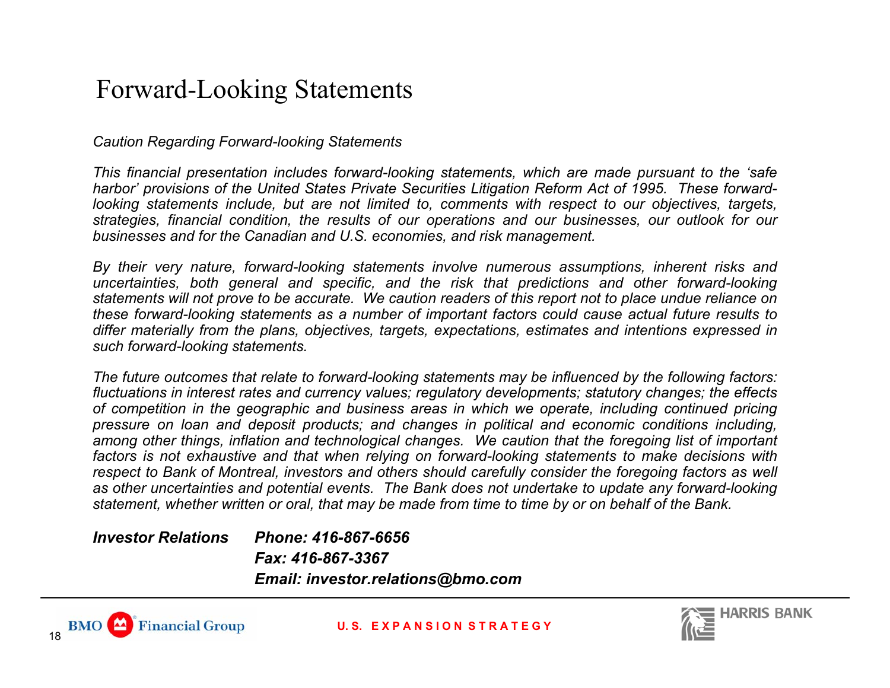# Forward-Looking Statements

*Caution Regarding Forward-looking Statements*

*This financial presentation includes forward-looking statements, which are made pursuant to the 'safe harbor' provisions of the United States Private Securities Litigation Reform Act of 1995. These forward-looking statements include, but are not limited to, comments with respect to our objectives, targets, strategies, financial condition, the results of our operations and our businesses, our outlook for our businesses and for the Canadian and U.S. economies, and risk management.*

*By their very nature, forward-looking statements involve numerous assumptions, inherent risks and uncertainties, both general and specific, and the risk that predictions and other forward-looking statements will not prove to be accurate. We caution readers of this report not to place undue reliance on these forward-looking statements as a number of important factors could cause actual future results to differ materially from the plans, objectives, targets, expectations, estimates and intentions expressed in such forward-looking statements.*

*The future outcomes that relate to forward-looking statements may be influenced by the following factors: fluctuations in interest rates and currency values; regulatory developments; statutory changes; the effects of competition in the geographic and business areas in which we operate, including continued pricing pressure on loan and deposit products; and changes in political and economic conditions including, among other things, inflation and technological changes. We caution that the foregoing list of important factors is not exhaustive and that when relying on forward-looking statements to make decisions with respect to Bank of Montreal, investors and others should carefully consider the foregoing factors as well as other uncertainties and potential events. The Bank does not undertake to update any forward-looking statement, whether written or oral, that may be made from time to time by or on behalf of the Bank.*

***Investor Relations***

***Phone: 416-867-6656***

***Fax: 416-867-3367***

***Email: investor.relations@bmo.com***